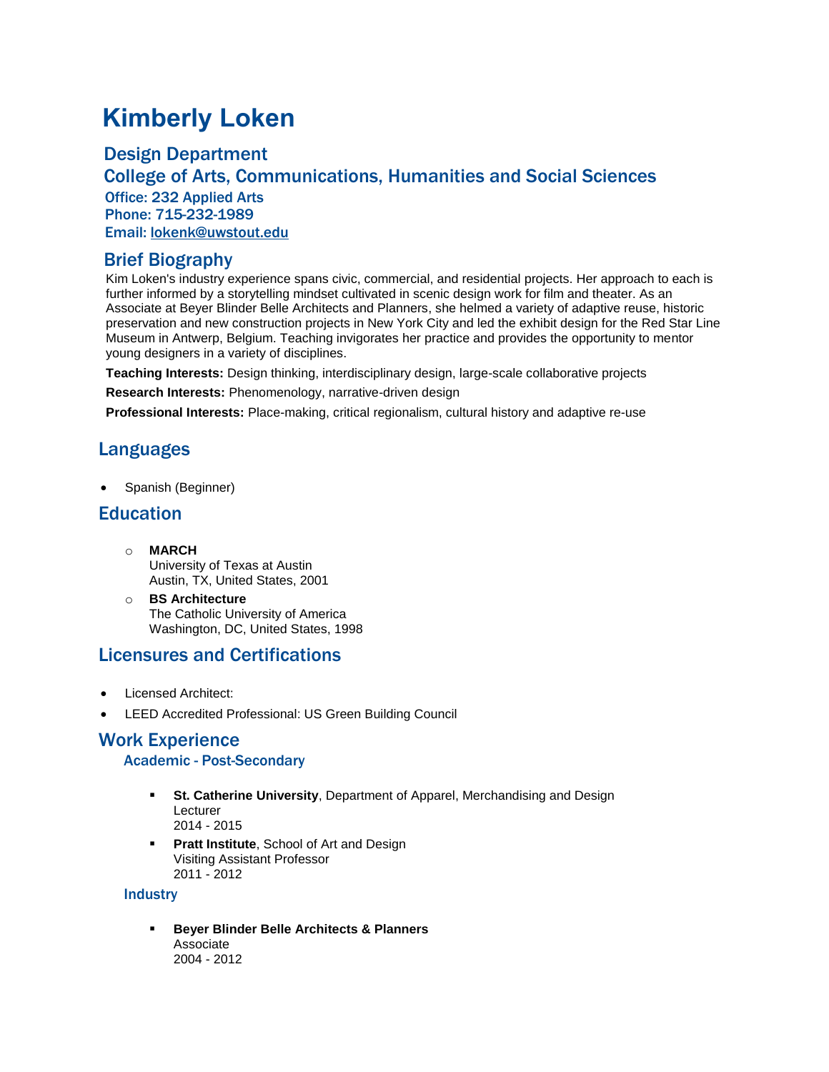# Kimberly Loken

## Design Department

## College of Arts, Communications, Humanities and Social Sciences

**Office: 232 Applied Arts**
**Phone: 715-232-1989**
**Email: lokenk@uwstout.edu**

## Brief Biography

Kim Loken's industry experience spans civic, commercial, and residential projects. Her approach to each is further informed by a storytelling mindset cultivated in scenic design work for film and theater. As an Associate at Beyer Blinder Belle Architects and Planners, she helmed a variety of adaptive reuse, historic preservation and new construction projects in New York City and led the exhibit design for the Red Star Line Museum in Antwerp, Belgium. Teaching invigorates her practice and provides the opportunity to mentor young designers in a variety of disciplines.

**Teaching Interests:** Design thinking, interdisciplinary design, large-scale collaborative projects

**Research Interests:** Phenomenology, narrative-driven design

**Professional Interests:** Place-making, critical regionalism, cultural history and adaptive re-use

## Languages

- Spanish (Beginner)

## Education

- **MARCH**
  University of Texas at Austin
  Austin, TX, United States, 2001
- **BS Architecture**
  The Catholic University of America
  Washington, DC, United States, 1998

## Licensures and Certifications

- Licensed Architect:
- LEED Accredited Professional: US Green Building Council

## Work Experience

### Academic - Post-Secondary

- **St. Catherine University**, Department of Apparel, Merchandising and Design
  Lecturer
  2014 - 2015
- **Pratt Institute**, School of Art and Design
  Visiting Assistant Professor
  2011 - 2012

### Industry

- **Beyer Blinder Belle Architects & Planners**
  Associate
  2004 - 2012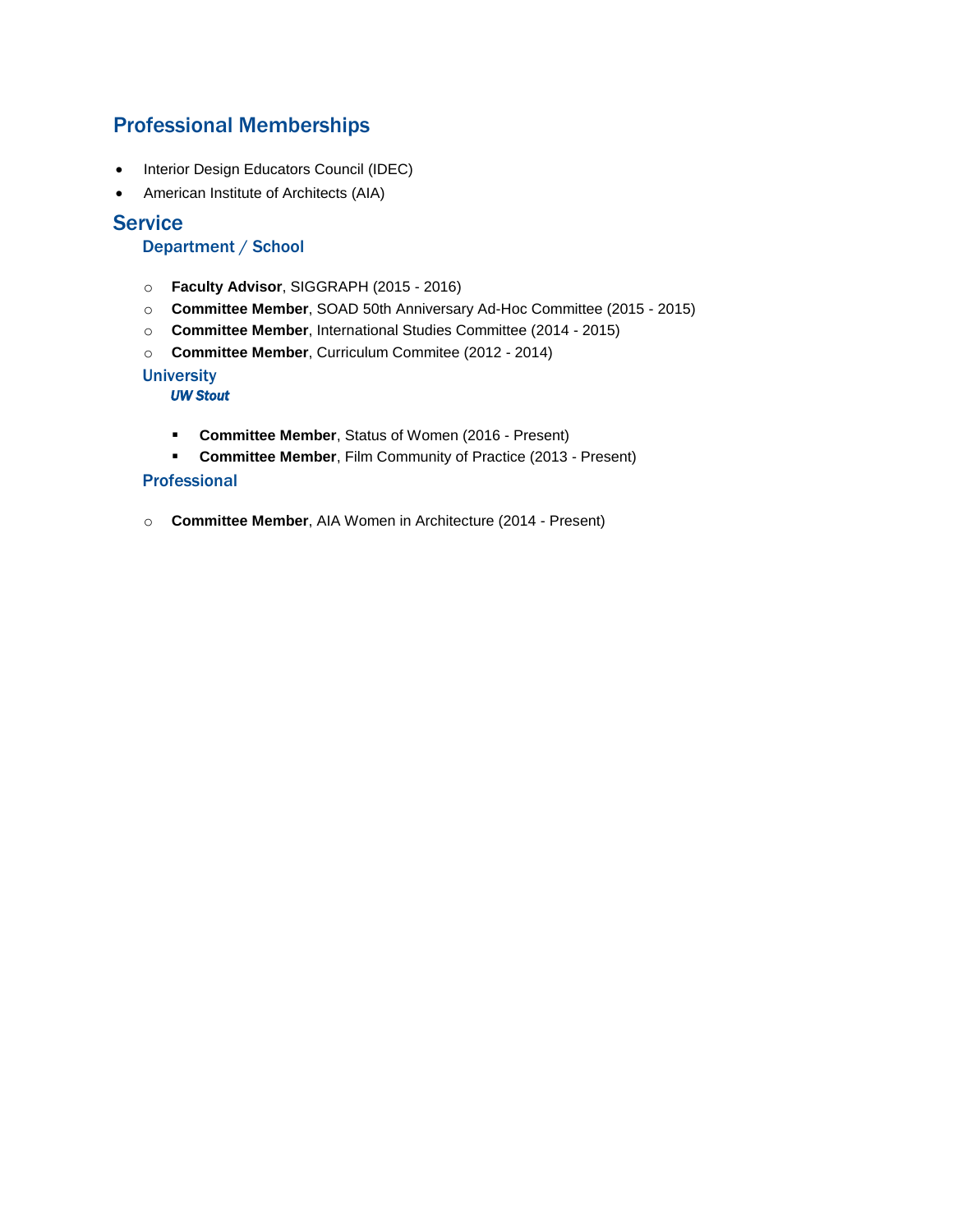## Professional Memberships

- Interior Design Educators Council (IDEC)
- American Institute of Architects (AIA)

## Service

### Department / School

- **Faculty Advisor**, SIGGRAPH (2015 - 2016)
- **Committee Member**, SOAD 50th Anniversary Ad-Hoc Committee (2015 - 2015)
- **Committee Member**, International Studies Committee (2014 - 2015)
- **Committee Member**, Curriculum Commitee (2012 - 2014)

### University

#### *UW Stout*

- **Committee Member**, Status of Women (2016 - Present)
- **Committee Member**, Film Community of Practice (2013 - Present)

### Professional

- **Committee Member**, AIA Women in Architecture (2014 - Present)